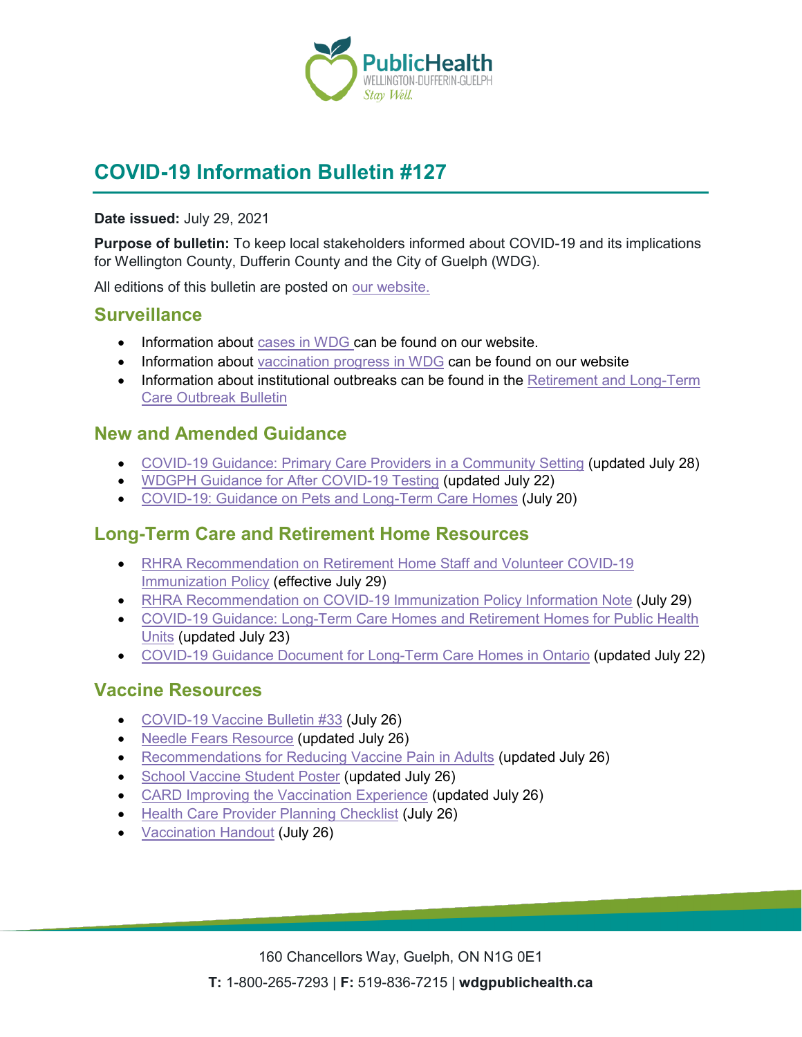# COVID-19 Information Bulletin #127

**Date issued:** July 29, 2021

**Purpose of bulletin:** To keep local stakeholders informed about COVID-19 and its implications for Wellington County, Dufferin County and the City of Guelph (WDG).

All editions of this bulletin are posted on our website.

## Surveillance

- Information about cases in WDG can be found on our website.
- Information about vaccination progress in WDG can be found on our website
- Information about institutional outbreaks can be found in the Retirement and Long-Term Care Outbreak Bulletin

## New and Amended Guidance

- COVID-19 Guidance: Primary Care Providers in a Community Setting (updated July 28)
- WDGPH Guidance for After COVID-19 Testing (updated July 22)
- COVID-19: Guidance on Pets and Long-Term Care Homes (July 20)

## Long-Term Care and Retirement Home Resources

- RHRA Recommendation on Retirement Home Staff and Volunteer COVID-19 Immunization Policy (effective July 29)
- RHRA Recommendation on COVID-19 Immunization Policy Information Note (July 29)
- COVID-19 Guidance: Long-Term Care Homes and Retirement Homes for Public Health Units (updated July 23)
- COVID-19 Guidance Document for Long-Term Care Homes in Ontario (updated July 22)

## Vaccine Resources

- COVID-19 Vaccine Bulletin #33 (July 26)
- Needle Fears Resource (updated July 26)
- Recommendations for Reducing Vaccine Pain in Adults (updated July 26)
- School Vaccine Student Poster (updated July 26)
- CARD Improving the Vaccination Experience (updated July 26)
- Health Care Provider Planning Checklist (July 26)
- Vaccination Handout (July 26)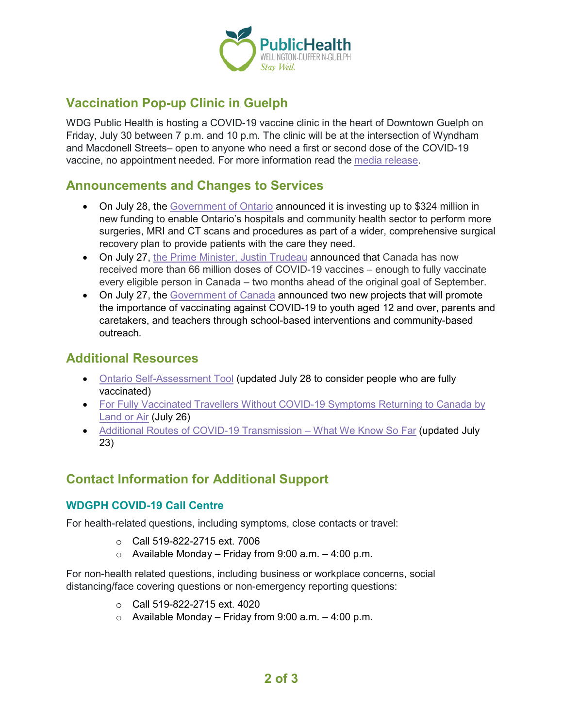## Vaccination Pop-up Clinic in Guelph

WDG Public Health is hosting a COVID-19 vaccine clinic in the heart of Downtown Guelph on Friday, July 30 between 7 p.m. and 10 p.m. The clinic will be at the intersection of Wyndham and Macdonell Streets– open to anyone who need a first or second dose of the COVID-19 vaccine, no appointment needed. For more information read the media release.

## Announcements and Changes to Services

- On July 28, the Government of Ontario announced it is investing up to $324 million in new funding to enable Ontario's hospitals and community health sector to perform more surgeries, MRI and CT scans and procedures as part of a wider, comprehensive surgical recovery plan to provide patients with the care they need.
- On July 27, the Prime Minister, Justin Trudeau announced that Canada has now received more than 66 million doses of COVID-19 vaccines – enough to fully vaccinate every eligible person in Canada – two months ahead of the original goal of September.
- On July 27, the Government of Canada announced two new projects that will promote the importance of vaccinating against COVID-19 to youth aged 12 and over, parents and caretakers, and teachers through school-based interventions and community-based outreach.

## Additional Resources

- Ontario Self-Assessment Tool (updated July 28 to consider people who are fully vaccinated)
- For Fully Vaccinated Travellers Without COVID-19 Symptoms Returning to Canada by Land or Air (July 26)
- Additional Routes of COVID-19 Transmission – What We Know So Far (updated July 23)

## Contact Information for Additional Support

### WDGPH COVID-19 Call Centre

For health-related questions, including symptoms, close contacts or travel:

- Call 519-822-2715 ext. 7006
- Available Monday – Friday from 9:00 a.m. – 4:00 p.m.

For non-health related questions, including business or workplace concerns, social distancing/face covering questions or non-emergency reporting questions:

- Call 519-822-2715 ext. 4020
- Available Monday – Friday from 9:00 a.m. – 4:00 p.m.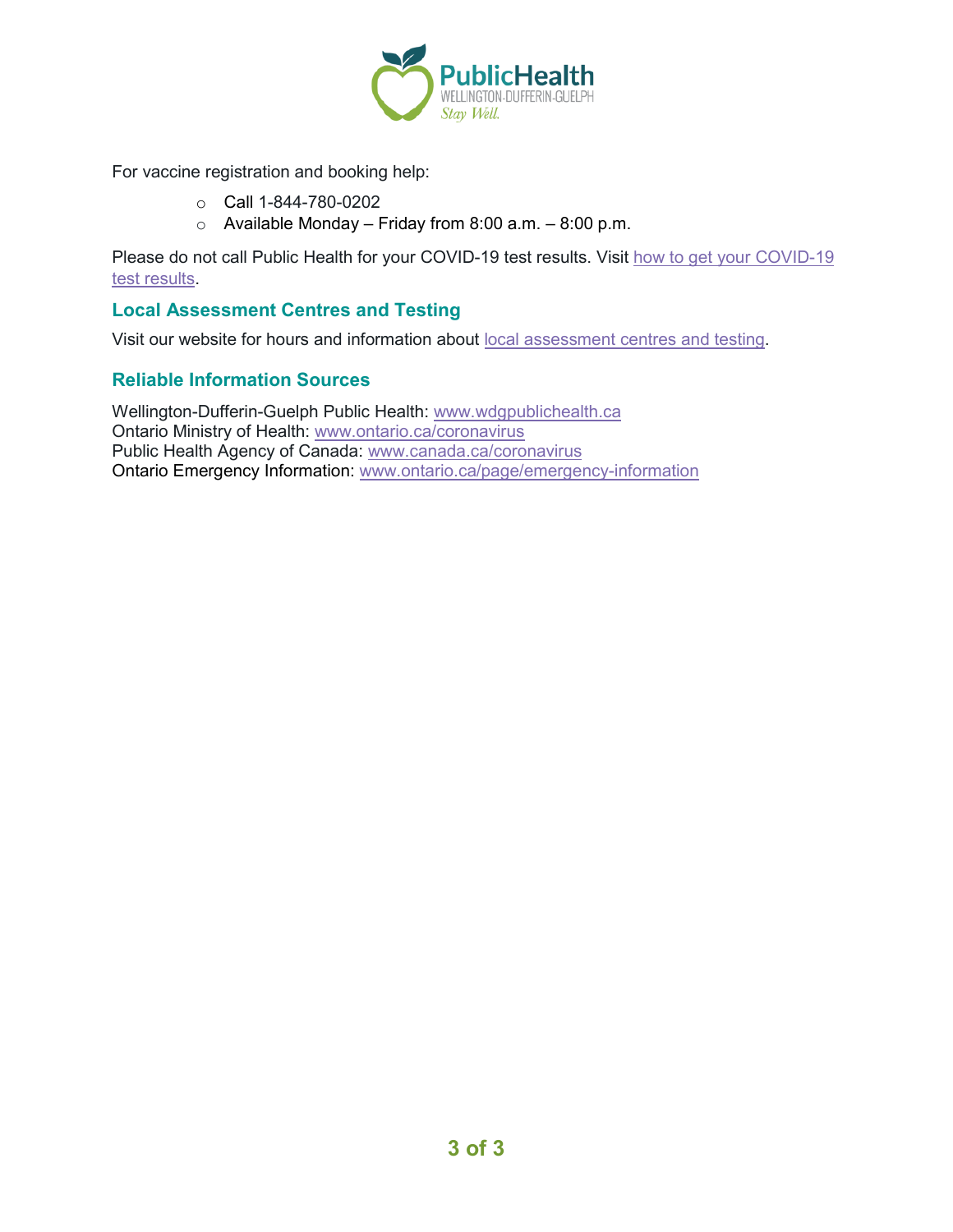For vaccine registration and booking help:

- Call 1-844-780-0202
- Available Monday – Friday from 8:00 a.m. – 8:00 p.m.

Please do not call Public Health for your COVID-19 test results. Visit how to get your COVID-19 test results.

## Local Assessment Centres and Testing

Visit our website for hours and information about local assessment centres and testing.

## Reliable Information Sources

Wellington-Dufferin-Guelph Public Health: www.wdgpublichealth.ca
Ontario Ministry of Health: www.ontario.ca/coronavirus
Public Health Agency of Canada: www.canada.ca/coronavirus
Ontario Emergency Information: www.ontario.ca/page/emergency-information